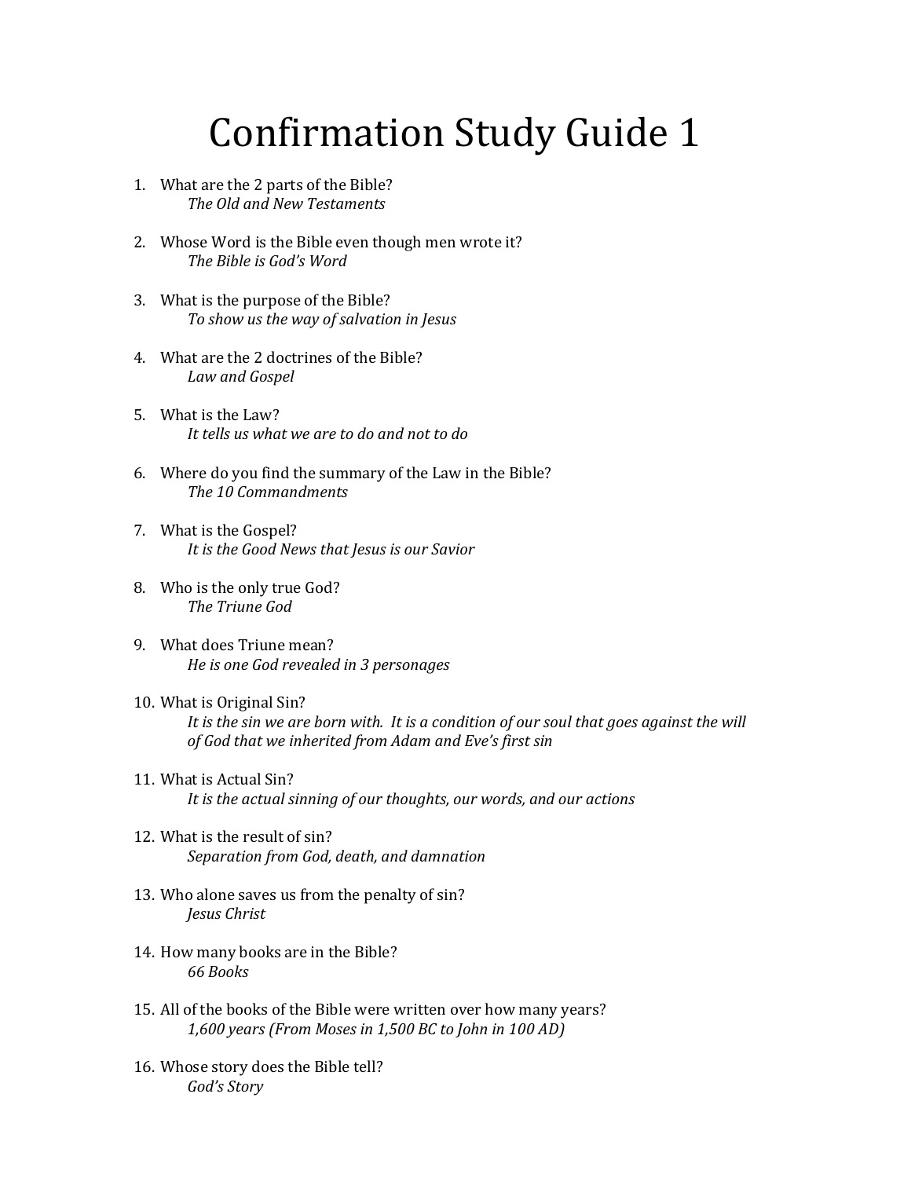# Confirmation Study Guide 1

1. What are the 2 parts of the Bible?
   *The Old and New Testaments*

2. Whose Word is the Bible even though men wrote it?
   *The Bible is God's Word*

3. What is the purpose of the Bible?
   *To show us the way of salvation in Jesus*

4. What are the 2 doctrines of the Bible?
   *Law and Gospel*

5. What is the Law?
   *It tells us what we are to do and not to do*

6. Where do you find the summary of the Law in the Bible?
   *The 10 Commandments*

7. What is the Gospel?
   *It is the Good News that Jesus is our Savior*

8. Who is the only true God?
   *The Triune God*

9. What does Triune mean?
   *He is one God revealed in 3 personages*

10. What is Original Sin?
    *It is the sin we are born with. It is a condition of our soul that goes against the will of God that we inherited from Adam and Eve's first sin*

11. What is Actual Sin?
    *It is the actual sinning of our thoughts, our words, and our actions*

12. What is the result of sin?
    *Separation from God, death, and damnation*

13. Who alone saves us from the penalty of sin?
    *Jesus Christ*

14. How many books are in the Bible?
    *66 Books*

15. All of the books of the Bible were written over how many years?
    *1,600 years (From Moses in 1,500 BC to John in 100 AD)*

16. Whose story does the Bible tell?
    *God's Story*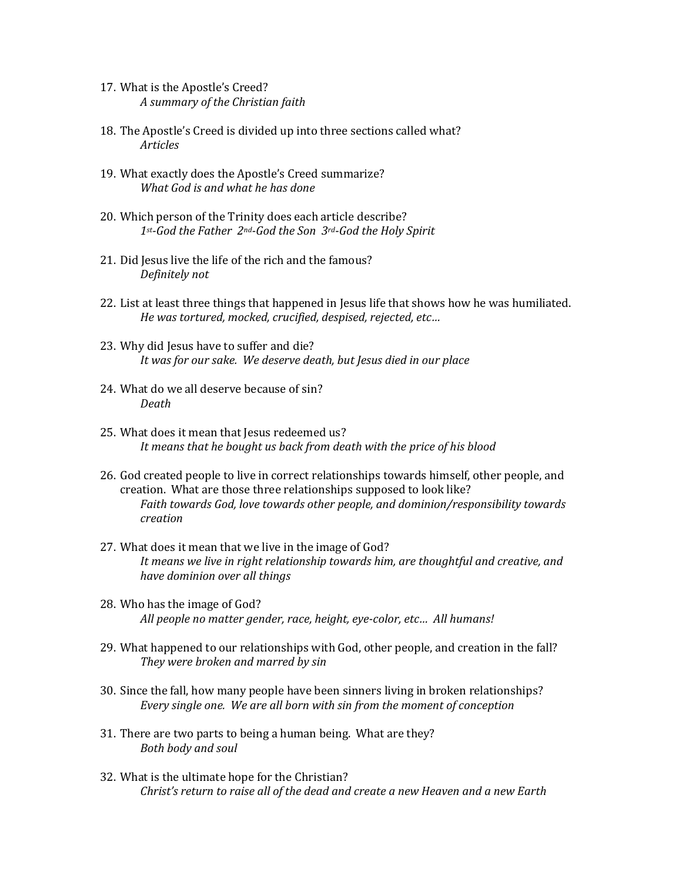17. What is the Apostle's Creed?
    *A summary of the Christian faith*

18. The Apostle's Creed is divided up into three sections called what?
    *Articles*

19. What exactly does the Apostle's Creed summarize?
    *What God is and what he has done*

20. Which person of the Trinity does each article describe?
    *1st-God the Father  2nd-God the Son  3rd-God the Holy Spirit*

21. Did Jesus live the life of the rich and the famous?
    *Definitely not*

22. List at least three things that happened in Jesus life that shows how he was humiliated.
    *He was tortured, mocked, crucified, despised, rejected, etc…*

23. Why did Jesus have to suffer and die?
    *It was for our sake.  We deserve death, but Jesus died in our place*

24. What do we all deserve because of sin?
    *Death*

25. What does it mean that Jesus redeemed us?
    *It means that he bought us back from death with the price of his blood*

26. God created people to live in correct relationships towards himself, other people, and creation.  What are those three relationships supposed to look like?
    *Faith towards God, love towards other people, and dominion/responsibility towards creation*

27. What does it mean that we live in the image of God?
    *It means we live in right relationship towards him, are thoughtful and creative, and have dominion over all things*

28. Who has the image of God?
    *All people no matter gender, race, height, eye-color, etc…  All humans!*

29. What happened to our relationships with God, other people, and creation in the fall?
    *They were broken and marred by sin*

30. Since the fall, how many people have been sinners living in broken relationships?
    *Every single one.  We are all born with sin from the moment of conception*

31. There are two parts to being a human being.  What are they?
    *Both body and soul*

32. What is the ultimate hope for the Christian?
    *Christ's return to raise all of the dead and create a new Heaven and a new Earth*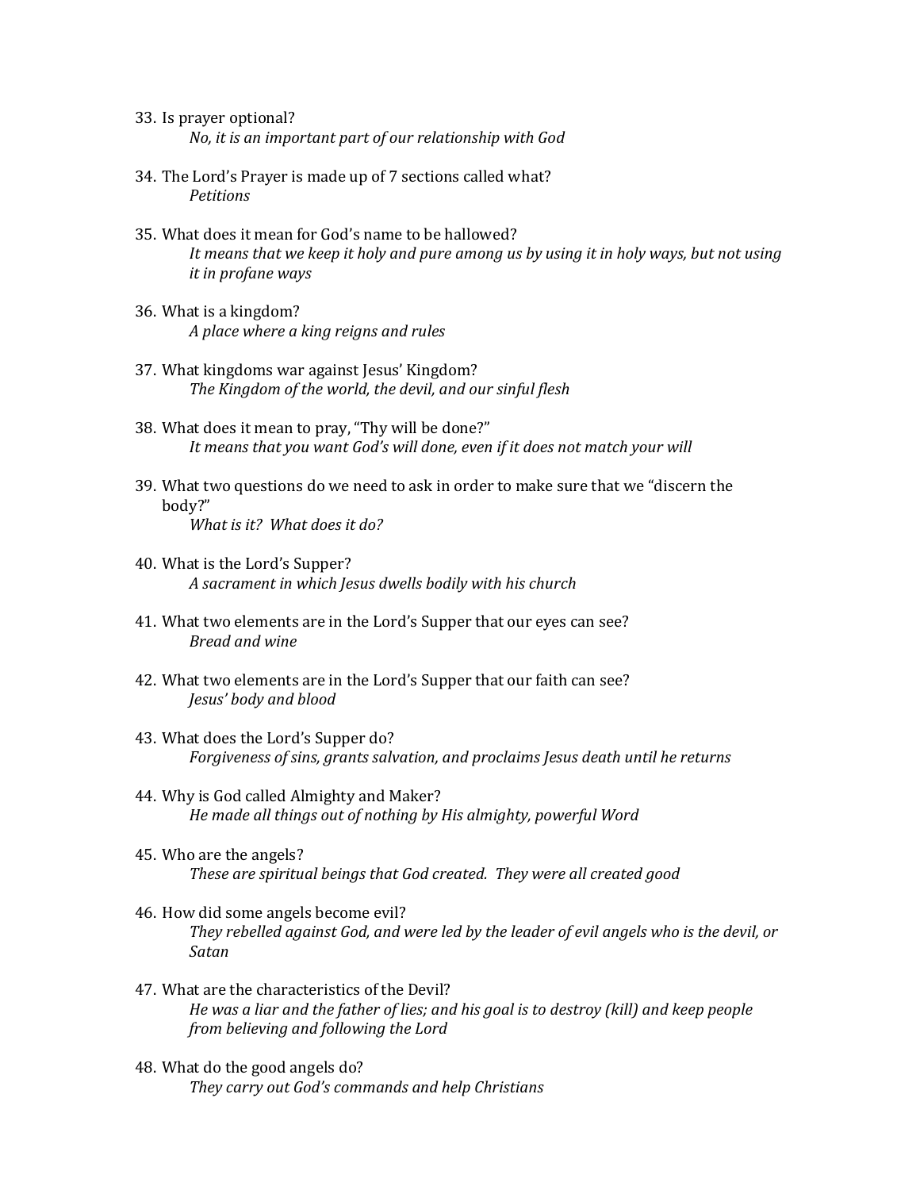33. Is prayer optional?
    *No, it is an important part of our relationship with God*

34. The Lord's Prayer is made up of 7 sections called what?
    *Petitions*

35. What does it mean for God's name to be hallowed?
    *It means that we keep it holy and pure among us by using it in holy ways, but not using it in profane ways*

36. What is a kingdom?
    *A place where a king reigns and rules*

37. What kingdoms war against Jesus' Kingdom?
    *The Kingdom of the world, the devil, and our sinful flesh*

38. What does it mean to pray, "Thy will be done?"
    *It means that you want God's will done, even if it does not match your will*

39. What two questions do we need to ask in order to make sure that we "discern the body?"
    *What is it? What does it do?*

40. What is the Lord's Supper?
    *A sacrament in which Jesus dwells bodily with his church*

41. What two elements are in the Lord's Supper that our eyes can see?
    *Bread and wine*

42. What two elements are in the Lord's Supper that our faith can see?
    *Jesus' body and blood*

43. What does the Lord's Supper do?
    *Forgiveness of sins, grants salvation, and proclaims Jesus death until he returns*

44. Why is God called Almighty and Maker?
    *He made all things out of nothing by His almighty, powerful Word*

45. Who are the angels?
    *These are spiritual beings that God created. They were all created good*

46. How did some angels become evil?
    *They rebelled against God, and were led by the leader of evil angels who is the devil, or Satan*

47. What are the characteristics of the Devil?
    *He was a liar and the father of lies; and his goal is to destroy (kill) and keep people from believing and following the Lord*

48. What do the good angels do?
    *They carry out God's commands and help Christians*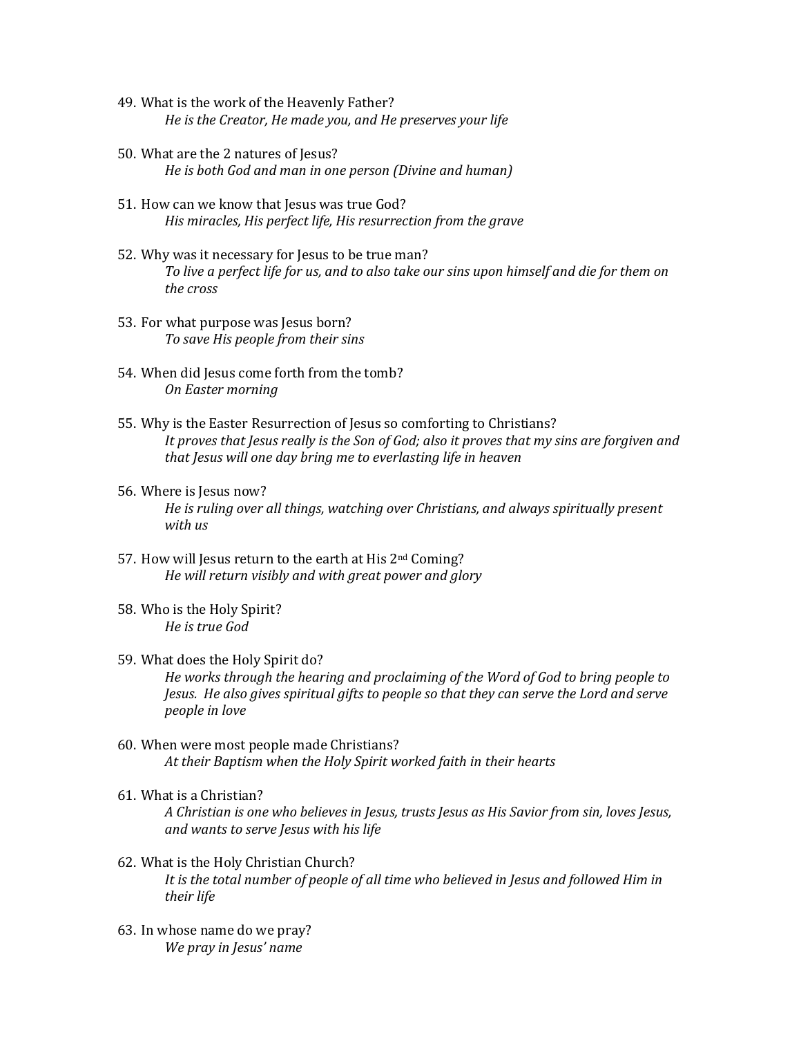49. What is the work of the Heavenly Father?
    *He is the Creator, He made you, and He preserves your life*

50. What are the 2 natures of Jesus?
    *He is both God and man in one person (Divine and human)*

51. How can we know that Jesus was true God?
    *His miracles, His perfect life, His resurrection from the grave*

52. Why was it necessary for Jesus to be true man?
    *To live a perfect life for us, and to also take our sins upon himself and die for them on the cross*

53. For what purpose was Jesus born?
    *To save His people from their sins*

54. When did Jesus come forth from the tomb?
    *On Easter morning*

55. Why is the Easter Resurrection of Jesus so comforting to Christians?
    *It proves that Jesus really is the Son of God; also it proves that my sins are forgiven and that Jesus will one day bring me to everlasting life in heaven*

56. Where is Jesus now?
    *He is ruling over all things, watching over Christians, and always spiritually present with us*

57. How will Jesus return to the earth at His 2nd Coming?
    *He will return visibly and with great power and glory*

58. Who is the Holy Spirit?
    *He is true God*

59. What does the Holy Spirit do?
    *He works through the hearing and proclaiming of the Word of God to bring people to Jesus. He also gives spiritual gifts to people so that they can serve the Lord and serve people in love*

60. When were most people made Christians?
    *At their Baptism when the Holy Spirit worked faith in their hearts*

61. What is a Christian?
    *A Christian is one who believes in Jesus, trusts Jesus as His Savior from sin, loves Jesus, and wants to serve Jesus with his life*

62. What is the Holy Christian Church?
    *It is the total number of people of all time who believed in Jesus and followed Him in their life*

63. In whose name do we pray?
    *We pray in Jesus' name*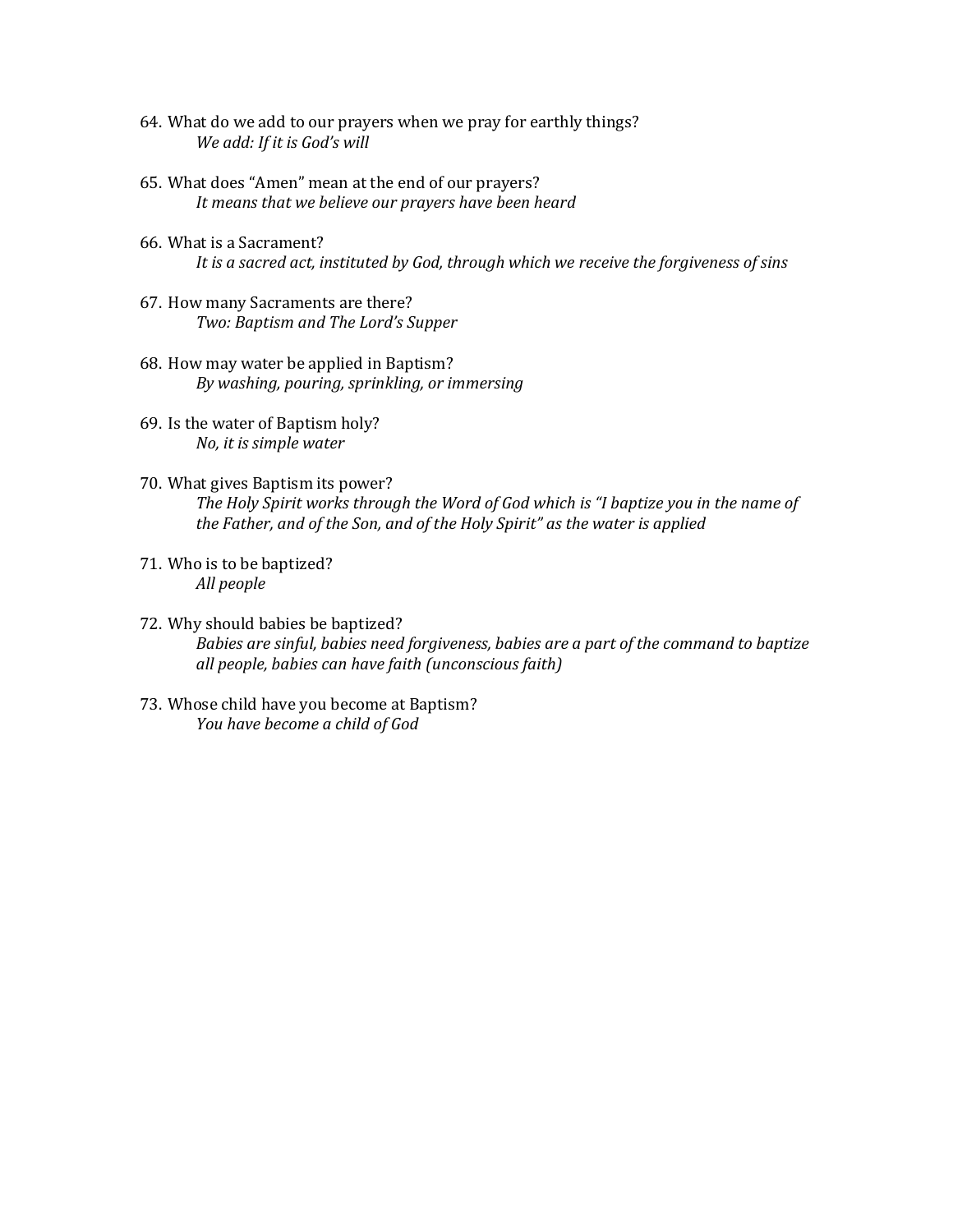64. What do we add to our prayers when we pray for earthly things?
    *We add: If it is God's will*

65. What does "Amen" mean at the end of our prayers?
    *It means that we believe our prayers have been heard*

66. What is a Sacrament?
    *It is a sacred act, instituted by God, through which we receive the forgiveness of sins*

67. How many Sacraments are there?
    *Two: Baptism and The Lord's Supper*

68. How may water be applied in Baptism?
    *By washing, pouring, sprinkling, or immersing*

69. Is the water of Baptism holy?
    *No, it is simple water*

70. What gives Baptism its power?
    *The Holy Spirit works through the Word of God which is "I baptize you in the name of the Father, and of the Son, and of the Holy Spirit" as the water is applied*

71. Who is to be baptized?
    *All people*

72. Why should babies be baptized?
    *Babies are sinful, babies need forgiveness, babies are a part of the command to baptize all people, babies can have faith (unconscious faith)*

73. Whose child have you become at Baptism?
    *You have become a child of God*